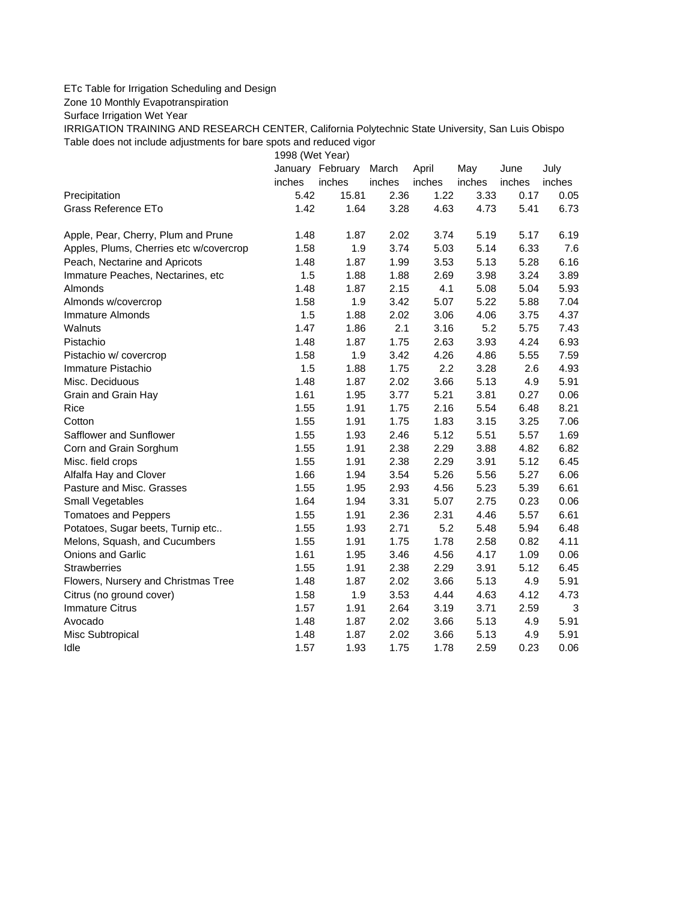ETc Table for Irrigation Scheduling and Design

Zone 10 Monthly Evapotranspiration

Surface Irrigation Wet Year

IRRIGATION TRAINING AND RESEARCH CENTER, California Polytechnic State University, San Luis Obispo

Table does not include adjustments for bare spots and reduced vigor

| | 1998 (Wet Year) | | | | | | |
|---|---|---|---|---|---|---|---|
| | January | February | March | April | May | June | July |
| | inches | inches | inches | inches | inches | inches | inches |
| Precipitation | 5.42 | 15.81 | 2.36 | 1.22 | 3.33 | 0.17 | 0.05 |
| Grass Reference ETo | 1.42 | 1.64 | 3.28 | 4.63 | 4.73 | 5.41 | 6.73 |
| | | | | | | | |
| Apple, Pear, Cherry, Plum and Prune | 1.48 | 1.87 | 2.02 | 3.74 | 5.19 | 5.17 | 6.19 |
| Apples, Plums, Cherries etc w/covercrop | 1.58 | 1.9 | 3.74 | 5.03 | 5.14 | 6.33 | 7.6 |
| Peach, Nectarine and Apricots | 1.48 | 1.87 | 1.99 | 3.53 | 5.13 | 5.28 | 6.16 |
| Immature Peaches, Nectarines, etc | 1.5 | 1.88 | 1.88 | 2.69 | 3.98 | 3.24 | 3.89 |
| Almonds | 1.48 | 1.87 | 2.15 | 4.1 | 5.08 | 5.04 | 5.93 |
| Almonds w/covercrop | 1.58 | 1.9 | 3.42 | 5.07 | 5.22 | 5.88 | 7.04 |
| Immature Almonds | 1.5 | 1.88 | 2.02 | 3.06 | 4.06 | 3.75 | 4.37 |
| Walnuts | 1.47 | 1.86 | 2.1 | 3.16 | 5.2 | 5.75 | 7.43 |
| Pistachio | 1.48 | 1.87 | 1.75 | 2.63 | 3.93 | 4.24 | 6.93 |
| Pistachio w/ covercrop | 1.58 | 1.9 | 3.42 | 4.26 | 4.86 | 5.55 | 7.59 |
| Immature Pistachio | 1.5 | 1.88 | 1.75 | 2.2 | 3.28 | 2.6 | 4.93 |
| Misc. Deciduous | 1.48 | 1.87 | 2.02 | 3.66 | 5.13 | 4.9 | 5.91 |
| Grain and Grain Hay | 1.61 | 1.95 | 3.77 | 5.21 | 3.81 | 0.27 | 0.06 |
| Rice | 1.55 | 1.91 | 1.75 | 2.16 | 5.54 | 6.48 | 8.21 |
| Cotton | 1.55 | 1.91 | 1.75 | 1.83 | 3.15 | 3.25 | 7.06 |
| Safflower and Sunflower | 1.55 | 1.93 | 2.46 | 5.12 | 5.51 | 5.57 | 1.69 |
| Corn and Grain Sorghum | 1.55 | 1.91 | 2.38 | 2.29 | 3.88 | 4.82 | 6.82 |
| Misc. field crops | 1.55 | 1.91 | 2.38 | 2.29 | 3.91 | 5.12 | 6.45 |
| Alfalfa Hay and Clover | 1.66 | 1.94 | 3.54 | 5.26 | 5.56 | 5.27 | 6.06 |
| Pasture and Misc. Grasses | 1.55 | 1.95 | 2.93 | 4.56 | 5.23 | 5.39 | 6.61 |
| Small Vegetables | 1.64 | 1.94 | 3.31 | 5.07 | 2.75 | 0.23 | 0.06 |
| Tomatoes and Peppers | 1.55 | 1.91 | 2.36 | 2.31 | 4.46 | 5.57 | 6.61 |
| Potatoes, Sugar beets, Turnip etc.. | 1.55 | 1.93 | 2.71 | 5.2 | 5.48 | 5.94 | 6.48 |
| Melons, Squash, and Cucumbers | 1.55 | 1.91 | 1.75 | 1.78 | 2.58 | 0.82 | 4.11 |
| Onions and Garlic | 1.61 | 1.95 | 3.46 | 4.56 | 4.17 | 1.09 | 0.06 |
| Strawberries | 1.55 | 1.91 | 2.38 | 2.29 | 3.91 | 5.12 | 6.45 |
| Flowers, Nursery and Christmas Tree | 1.48 | 1.87 | 2.02 | 3.66 | 5.13 | 4.9 | 5.91 |
| Citrus (no ground cover) | 1.58 | 1.9 | 3.53 | 4.44 | 4.63 | 4.12 | 4.73 |
| Immature Citrus | 1.57 | 1.91 | 2.64 | 3.19 | 3.71 | 2.59 | 3 |
| Avocado | 1.48 | 1.87 | 2.02 | 3.66 | 5.13 | 4.9 | 5.91 |
| Misc Subtropical | 1.48 | 1.87 | 2.02 | 3.66 | 5.13 | 4.9 | 5.91 |
| Idle | 1.57 | 1.93 | 1.75 | 1.78 | 2.59 | 0.23 | 0.06 |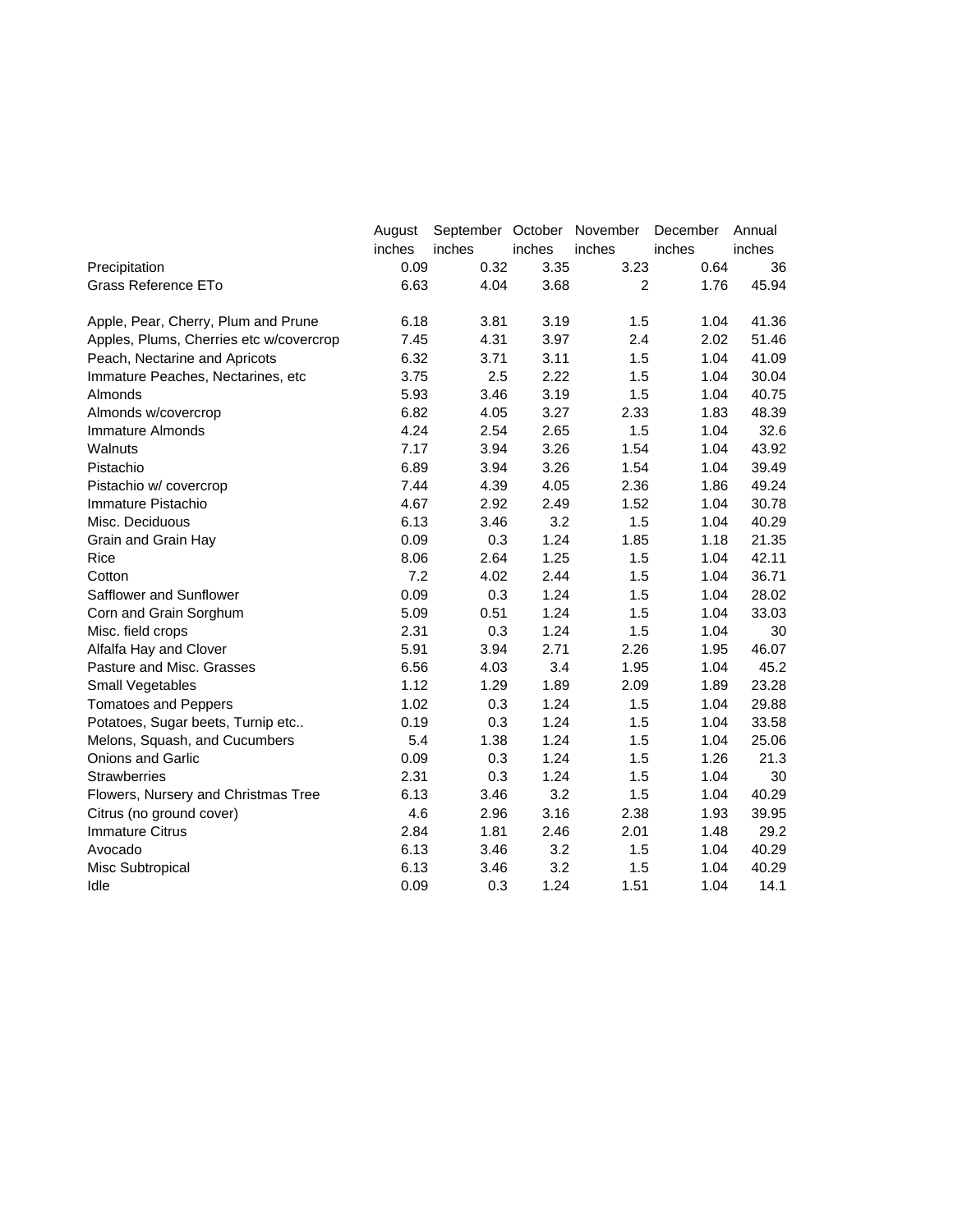| | August inches | September inches | October inches | November inches | December inches | Annual inches |
|---|---|---|---|---|---|---|
| Precipitation | 0.09 | 0.32 | 3.35 | 3.23 | 0.64 | 36 |
| Grass Reference ETo | 6.63 | 4.04 | 3.68 | 2 | 1.76 | 45.94 |
| | | | | | | |
| Apple, Pear, Cherry, Plum and Prune | 6.18 | 3.81 | 3.19 | 1.5 | 1.04 | 41.36 |
| Apples, Plums, Cherries etc w/covercrop | 7.45 | 4.31 | 3.97 | 2.4 | 2.02 | 51.46 |
| Peach, Nectarine and Apricots | 6.32 | 3.71 | 3.11 | 1.5 | 1.04 | 41.09 |
| Immature Peaches, Nectarines, etc | 3.75 | 2.5 | 2.22 | 1.5 | 1.04 | 30.04 |
| Almonds | 5.93 | 3.46 | 3.19 | 1.5 | 1.04 | 40.75 |
| Almonds w/covercrop | 6.82 | 4.05 | 3.27 | 2.33 | 1.83 | 48.39 |
| Immature Almonds | 4.24 | 2.54 | 2.65 | 1.5 | 1.04 | 32.6 |
| Walnuts | 7.17 | 3.94 | 3.26 | 1.54 | 1.04 | 43.92 |
| Pistachio | 6.89 | 3.94 | 3.26 | 1.54 | 1.04 | 39.49 |
| Pistachio w/ covercrop | 7.44 | 4.39 | 4.05 | 2.36 | 1.86 | 49.24 |
| Immature Pistachio | 4.67 | 2.92 | 2.49 | 1.52 | 1.04 | 30.78 |
| Misc. Deciduous | 6.13 | 3.46 | 3.2 | 1.5 | 1.04 | 40.29 |
| Grain and Grain Hay | 0.09 | 0.3 | 1.24 | 1.85 | 1.18 | 21.35 |
| Rice | 8.06 | 2.64 | 1.25 | 1.5 | 1.04 | 42.11 |
| Cotton | 7.2 | 4.02 | 2.44 | 1.5 | 1.04 | 36.71 |
| Safflower and Sunflower | 0.09 | 0.3 | 1.24 | 1.5 | 1.04 | 28.02 |
| Corn and Grain Sorghum | 5.09 | 0.51 | 1.24 | 1.5 | 1.04 | 33.03 |
| Misc. field crops | 2.31 | 0.3 | 1.24 | 1.5 | 1.04 | 30 |
| Alfalfa Hay and Clover | 5.91 | 3.94 | 2.71 | 2.26 | 1.95 | 46.07 |
| Pasture and Misc. Grasses | 6.56 | 4.03 | 3.4 | 1.95 | 1.04 | 45.2 |
| Small Vegetables | 1.12 | 1.29 | 1.89 | 2.09 | 1.89 | 23.28 |
| Tomatoes and Peppers | 1.02 | 0.3 | 1.24 | 1.5 | 1.04 | 29.88 |
| Potatoes, Sugar beets, Turnip etc.. | 0.19 | 0.3 | 1.24 | 1.5 | 1.04 | 33.58 |
| Melons, Squash, and Cucumbers | 5.4 | 1.38 | 1.24 | 1.5 | 1.04 | 25.06 |
| Onions and Garlic | 0.09 | 0.3 | 1.24 | 1.5 | 1.26 | 21.3 |
| Strawberries | 2.31 | 0.3 | 1.24 | 1.5 | 1.04 | 30 |
| Flowers, Nursery and Christmas Tree | 6.13 | 3.46 | 3.2 | 1.5 | 1.04 | 40.29 |
| Citrus (no ground cover) | 4.6 | 2.96 | 3.16 | 2.38 | 1.93 | 39.95 |
| Immature Citrus | 2.84 | 1.81 | 2.46 | 2.01 | 1.48 | 29.2 |
| Avocado | 6.13 | 3.46 | 3.2 | 1.5 | 1.04 | 40.29 |
| Misc Subtropical | 6.13 | 3.46 | 3.2 | 1.5 | 1.04 | 40.29 |
| Idle | 0.09 | 0.3 | 1.24 | 1.51 | 1.04 | 14.1 |